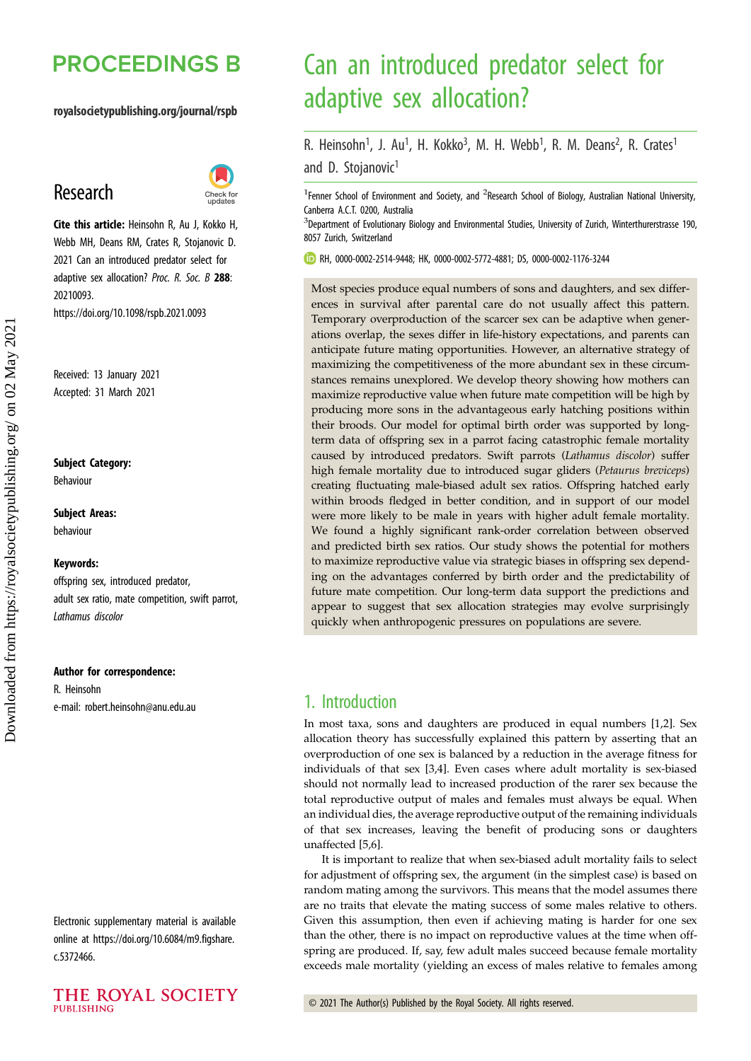# Can an introduced predator select for adaptive sex allocation?

R. Heinsohn[1], J. Au[1], H. Kokko[3], M. H. Webb[1], R. M. Deans[2], R. Crates[1] and D. Stojanovic[1]

[1]Fenner School of Environment and Society, and [2]Research School of Biology, Australian National University, Canberra A.C.T. 0200, Australia

[3]Department of Evolutionary Biology and Environmental Studies, University of Zurich, Winterthurerstrasse 190, 8057 Zurich, Switzerland

RH, 0000-0002-2514-9448; HK, 0000-0002-5772-4881; DS, 0000-0002-1176-3244

Research

**Cite this article:** Heinsohn R, Au J, Kokko H, Webb MH, Deans RM, Crates R, Stojanovic D. 2021 Can an introduced predator select for adaptive sex allocation? *Proc. R. Soc. B* **288**: 20210093. https://doi.org/10.1098/rspb.2021.0093

Received: 13 January 2021
Accepted: 31 March 2021

**Subject Category:**
Behaviour

**Subject Areas:**
behaviour

**Keywords:**
offspring sex, introduced predator, adult sex ratio, mate competition, swift parrot, *Lathamus discolor*

**Author for correspondence:**
R. Heinsohn
e-mail: robert.heinsohn@anu.edu.au

Electronic supplementary material is available online at https://doi.org/10.6084/m9.figshare.c.5372466.

Most species produce equal numbers of sons and daughters, and sex differences in survival after parental care do not usually affect this pattern. Temporary overproduction of the scarcer sex can be adaptive when generations overlap, the sexes differ in life-history expectations, and parents can anticipate future mating opportunities. However, an alternative strategy of maximizing the competitiveness of the more abundant sex in these circumstances remains unexplored. We develop theory showing how mothers can maximize reproductive value when future mate competition will be high by producing more sons in the advantageous early hatching positions within their broods. Our model for optimal birth order was supported by long-term data of offspring sex in a parrot facing catastrophic female mortality caused by introduced predators. Swift parrots (*Lathamus discolor*) suffer high female mortality due to introduced sugar gliders (*Petaurus breviceps*) creating fluctuating male-biased adult sex ratios. Offspring hatched early within broods fledged in better condition, and in support of our model were more likely to be male in years with higher adult female mortality. We found a highly significant rank-order correlation between observed and predicted birth sex ratios. Our study shows the potential for mothers to maximize reproductive value via strategic biases in offspring sex depending on the advantages conferred by birth order and the predictability of future mate competition. Our long-term data support the predictions and appear to suggest that sex allocation strategies may evolve surprisingly quickly when anthropogenic pressures on populations are severe.

## 1. Introduction

In most taxa, sons and daughters are produced in equal numbers [1,2]. Sex allocation theory has successfully explained this pattern by asserting that an overproduction of one sex is balanced by a reduction in the average fitness for individuals of that sex [3,4]. Even cases where adult mortality is sex-biased should not normally lead to increased production of the rarer sex because the total reproductive output of males and females must always be equal. When an individual dies, the average reproductive output of the remaining individuals of that sex increases, leaving the benefit of producing sons or daughters unaffected [5,6].

It is important to realize that when sex-biased adult mortality fails to select for adjustment of offspring sex, the argument (in the simplest case) is based on random mating among the survivors. This means that the model assumes there are no traits that elevate the mating success of some males relative to others. Given this assumption, then even if achieving mating is harder for one sex than the other, there is no impact on reproductive values at the time when offspring are produced. If, say, few adult males succeed because female mortality exceeds male mortality (yielding an excess of males relative to females among

© 2021 The Author(s) Published by the Royal Society. All rights reserved.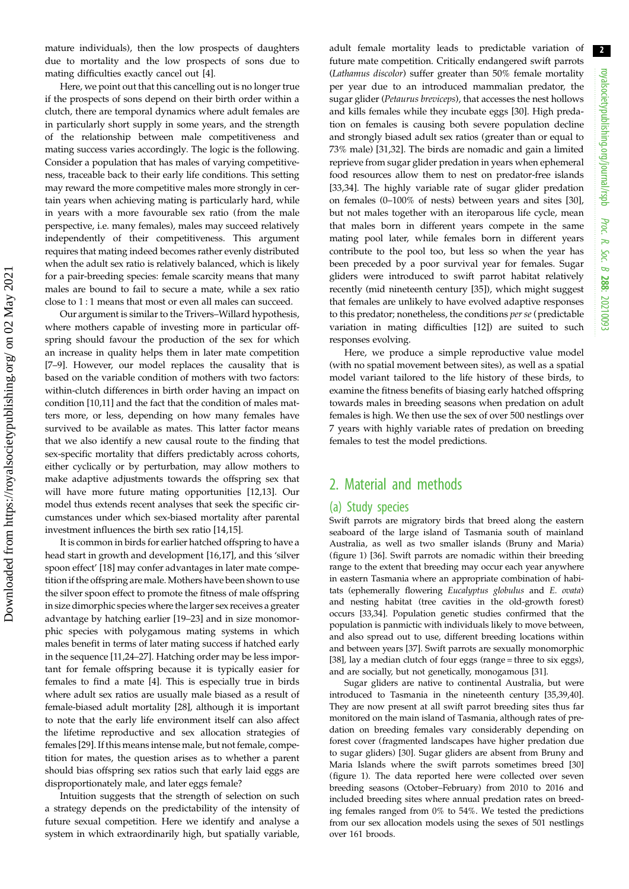mature individuals), then the low prospects of daughters due to mortality and the low prospects of sons due to mating difficulties exactly cancel out [4].

Here, we point out that this cancelling out is no longer true if the prospects of sons depend on their birth order within a clutch, there are temporal dynamics where adult females are in particularly short supply in some years, and the strength of the relationship between male competitiveness and mating success varies accordingly. The logic is the following. Consider a population that has males of varying competitiveness, traceable back to their early life conditions. This setting may reward the more competitive males more strongly in certain years when achieving mating is particularly hard, while in years with a more favourable sex ratio (from the male perspective, i.e. many females), males may succeed relatively independently of their competitiveness. This argument requires that mating indeed becomes rather evenly distributed when the adult sex ratio is relatively balanced, which is likely for a pair-breeding species: female scarcity means that many males are bound to fail to secure a mate, while a sex ratio close to 1 : 1 means that most or even all males can succeed.

Our argument is similar to the Trivers–Willard hypothesis, where mothers capable of investing more in particular offspring should favour the production of the sex for which an increase in quality helps them in later mate competition [7–9]. However, our model replaces the causality that is based on the variable condition of mothers with two factors: within-clutch differences in birth order having an impact on condition [10,11] and the fact that the condition of males matters more, or less, depending on how many females have survived to be available as mates. This latter factor means that we also identify a new causal route to the finding that sex-specific mortality that differs predictably across cohorts, either cyclically or by perturbation, may allow mothers to make adaptive adjustments towards the offspring sex that will have more future mating opportunities [12,13]. Our model thus extends recent analyses that seek the specific circumstances under which sex-biased mortality after parental investment influences the birth sex ratio [14,15].

It is common in birds for earlier hatched offspring to have a head start in growth and development [16,17], and this 'silver spoon effect' [18] may confer advantages in later mate competition if the offspring are male. Mothers have been shown to use the silver spoon effect to promote the fitness of male offspring in size dimorphic species where the larger sex receives a greater advantage by hatching earlier [19–23] and in size monomorphic species with polygamous mating systems in which males benefit in terms of later mating success if hatched early in the sequence [11,24–27]. Hatching order may be less important for female offspring because it is typically easier for females to find a mate [4]. This is especially true in birds where adult sex ratios are usually male biased as a result of female-biased adult mortality [28], although it is important to note that the early life environment itself can also affect the lifetime reproductive and sex allocation strategies of females [29]. If this means intense male, but not female, competition for mates, the question arises as to whether a parent should bias offspring sex ratios such that early laid eggs are disproportionately male, and later eggs female?

Intuition suggests that the strength of selection on such a strategy depends on the predictability of the intensity of future sexual competition. Here we identify and analyse a system in which extraordinarily high, but spatially variable, adult female mortality leads to predictable variation of future mate competition. Critically endangered swift parrots (*Lathamus discolor*) suffer greater than 50% female mortality per year due to an introduced mammalian predator, the sugar glider (*Petaurus breviceps*), that accesses the nest hollows and kills females while they incubate eggs [30]. High predation on females is causing both severe population decline and strongly biased adult sex ratios (greater than or equal to 73% male) [31,32]. The birds are nomadic and gain a limited reprieve from sugar glider predation in years when ephemeral food resources allow them to nest on predator-free islands [33,34]. The highly variable rate of sugar glider predation on females (0–100% of nests) between years and sites [30], but not males together with an iteroparous life cycle, mean that males born in different years compete in the same mating pool later, while females born in different years contribute to the pool too, but less so when the year has been preceded by a poor survival year for females. Sugar gliders were introduced to swift parrot habitat relatively recently (mid nineteenth century [35]), which might suggest that females are unlikely to have evolved adaptive responses to this predator; nonetheless, the conditions *per se* (predictable variation in mating difficulties [12]) are suited to such responses evolving.

Here, we produce a simple reproductive value model (with no spatial movement between sites), as well as a spatial model variant tailored to the life history of these birds, to examine the fitness benefits of biasing early hatched offspring towards males in breeding seasons when predation on adult females is high. We then use the sex of over 500 nestlings over 7 years with highly variable rates of predation on breeding females to test the model predictions.

## 2. Material and methods

### (a) Study species

Swift parrots are migratory birds that breed along the eastern seaboard of the large island of Tasmania south of mainland Australia, as well as two smaller islands (Bruny and Maria) (figure 1) [36]. Swift parrots are nomadic within their breeding range to the extent that breeding may occur each year anywhere in eastern Tasmania where an appropriate combination of habitats (ephemerally flowering *Eucalyptus globulus* and *E. ovata*) and nesting habitat (tree cavities in the old-growth forest) occurs [33,34]. Population genetic studies confirmed that the population is panmictic with individuals likely to move between, and also spread out to use, different breeding locations within and between years [37]. Swift parrots are sexually monomorphic [38], lay a median clutch of four eggs (range = three to six eggs), and are socially, but not genetically, monogamous [31].

Sugar gliders are native to continental Australia, but were introduced to Tasmania in the nineteenth century [35,39,40]. They are now present at all swift parrot breeding sites thus far monitored on the main island of Tasmania, although rates of predation on breeding females vary considerably depending on forest cover (fragmented landscapes have higher predation due to sugar gliders) [30]. Sugar gliders are absent from Bruny and Maria Islands where the swift parrots sometimes breed [30] (figure 1). The data reported here were collected over seven breeding seasons (October–February) from 2010 to 2016 and included breeding sites where annual predation rates on breeding females ranged from 0% to 54%. We tested the predictions from our sex allocation models using the sexes of 501 nestlings over 161 broods.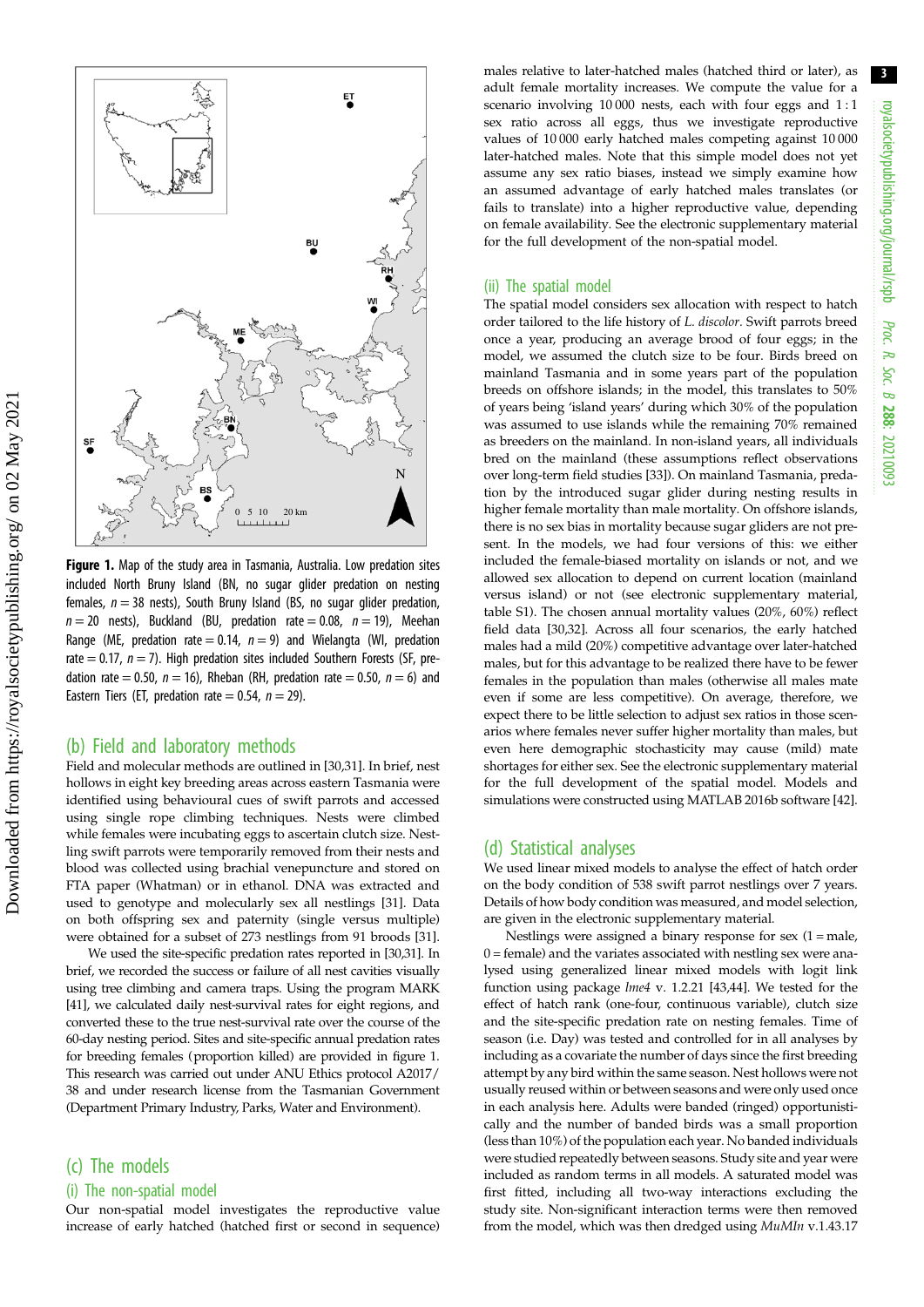**Figure 1.** Map of the study area in Tasmania, Australia. Low predation sites included North Bruny Island (BN, no sugar glider predation on nesting females, $n = 38$ nests), South Bruny Island (BS, no sugar glider predation, $n = 20$ nests), Buckland (BU, predation rate = 0.08, $n = 19$), Meehan Range (ME, predation rate = 0.14, $n = 9$) and Wielangta (WI, predation rate = 0.17, $n = 7$). High predation sites included Southern Forests (SF, predation rate = 0.50, $n = 16$), Rheban (RH, predation rate = 0.50, $n = 6$) and Eastern Tiers (ET, predation rate = 0.54, $n = 29$).

## (b) Field and laboratory methods

Field and molecular methods are outlined in [30,31]. In brief, nest hollows in eight key breeding areas across eastern Tasmania were identified using behavioural cues of swift parrots and accessed using single rope climbing techniques. Nests were climbed while females were incubating eggs to ascertain clutch size. Nestling swift parrots were temporarily removed from their nests and blood was collected using brachial venepuncture and stored on FTA paper (Whatman) or in ethanol. DNA was extracted and used to genotype and molecularly sex all nestlings [31]. Data on both offspring sex and paternity (single versus multiple) were obtained for a subset of 273 nestlings from 91 broods [31].

We used the site-specific predation rates reported in [30,31]. In brief, we recorded the success or failure of all nest cavities visually using tree climbing and camera traps. Using the program MARK [41], we calculated daily nest-survival rates for eight regions, and converted these to the true nest-survival rate over the course of the 60-day nesting period. Sites and site-specific annual predation rates for breeding females (proportion killed) are provided in figure 1. This research was carried out under ANU Ethics protocol A2017/38 and under research license from the Tasmanian Government (Department Primary Industry, Parks, Water and Environment).

## (c) The models

### (i) The non-spatial model

Our non-spatial model investigates the reproductive value increase of early hatched (hatched first or second in sequence) males relative to later-hatched males (hatched third or later), as adult female mortality increases. We compute the value for a scenario involving 10 000 nests, each with four eggs and 1 : 1 sex ratio across all eggs, thus we investigate reproductive values of 10 000 early hatched males competing against 10 000 later-hatched males. Note that this simple model does not yet assume any sex ratio biases, instead we simply examine how an assumed advantage of early hatched males translates (or fails to translate) into a higher reproductive value, depending on female availability. See the electronic supplementary material for the full development of the non-spatial model.

### (ii) The spatial model

The spatial model considers sex allocation with respect to hatch order tailored to the life history of *L. discolor*. Swift parrots breed once a year, producing an average brood of four eggs; in the model, we assumed the clutch size to be four. Birds breed on mainland Tasmania and in some years part of the population breeds on offshore islands; in the model, this translates to 50% of years being 'island years' during which 30% of the population was assumed to use islands while the remaining 70% remained as breeders on the mainland. In non-island years, all individuals bred on the mainland (these assumptions reflect observations over long-term field studies [33]). On mainland Tasmania, predation by the introduced sugar glider during nesting results in higher female mortality than male mortality. On offshore islands, there is no sex bias in mortality because sugar gliders are not present. In the models, we had four versions of this: we either included the female-biased mortality on islands or not, and we allowed sex allocation to depend on current location (mainland versus island) or not (see electronic supplementary material, table S1). The chosen annual mortality values (20%, 60%) reflect field data [30,32]. Across all four scenarios, the early hatched males had a mild (20%) competitive advantage over later-hatched males, but for this advantage to be realized there have to be fewer females in the population than males (otherwise all males mate even if some are less competitive). On average, therefore, we expect there to be little selection to adjust sex ratios in those scenarios where females never suffer higher mortality than males, but even here demographic stochasticity may cause (mild) mate shortages for either sex. See the electronic supplementary material for the full development of the spatial model. Models and simulations were constructed using MATLAB 2016b software [42].

## (d) Statistical analyses

We used linear mixed models to analyse the effect of hatch order on the body condition of 538 swift parrot nestlings over 7 years. Details of how body condition was measured, and model selection, are given in the electronic supplementary material.

Nestlings were assigned a binary response for sex (1 = male, 0 = female) and the variates associated with nestling sex were analysed using generalized linear mixed models with logit link function using package *lme4* v. 1.2.21 [43,44]. We tested for the effect of hatch rank (one-four, continuous variable), clutch size and the site-specific predation rate on nesting females. Time of season (i.e. Day) was tested and controlled for in all analyses by including as a covariate the number of days since the first breeding attempt by any bird within the same season. Nest hollows were not usually reused within or between seasons and were only used once in each analysis here. Adults were banded (ringed) opportunistically and the number of banded birds was a small proportion (less than 10%) of the population each year. No banded individuals were studied repeatedly between seasons. Study site and year were included as random terms in all models. A saturated model was first fitted, including all two-way interactions excluding the study site. Non-significant interaction terms were then removed from the model, which was then dredged using *MuMIn* v.1.43.17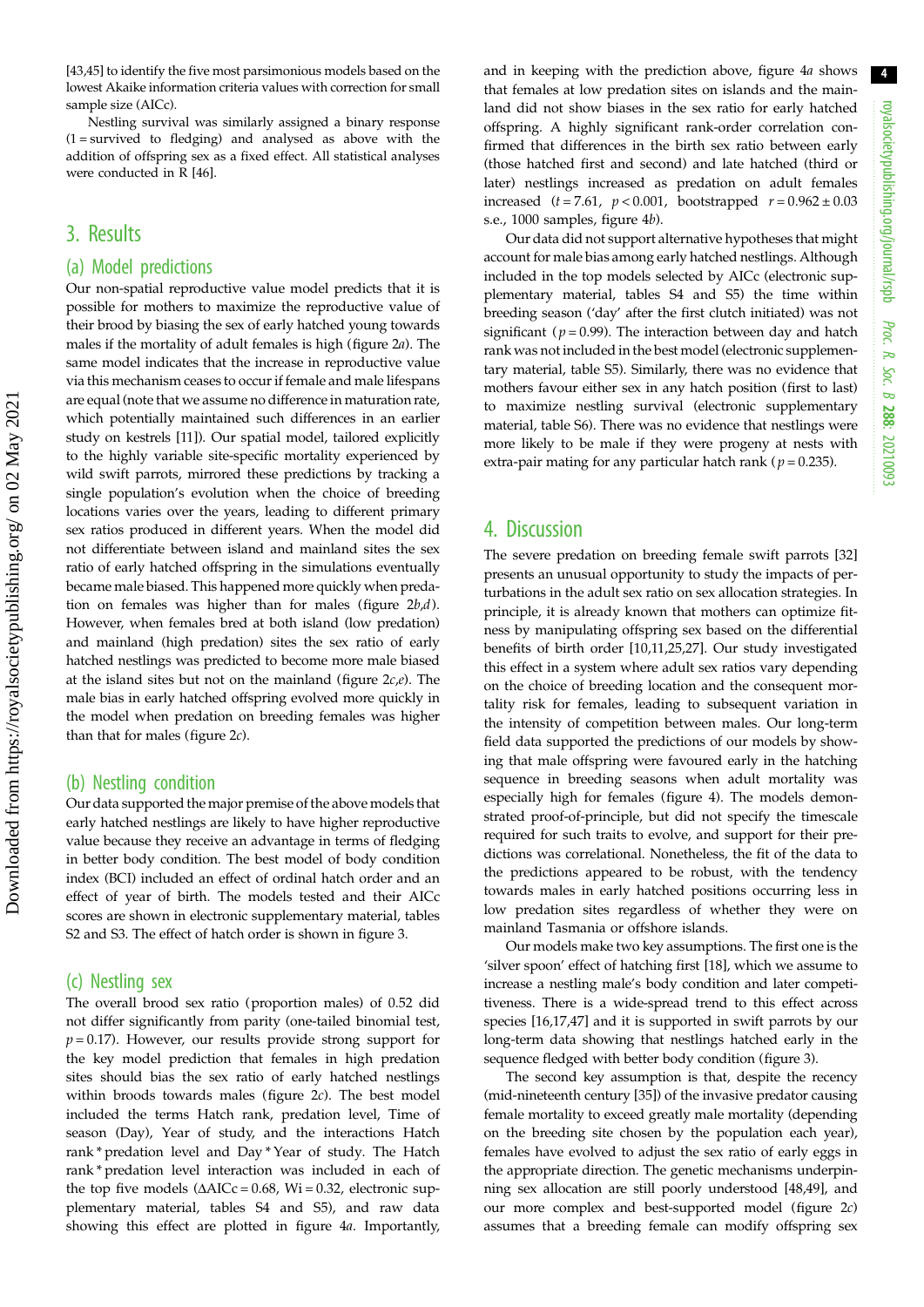[43,45] to identify the five most parsimonious models based on the lowest Akaike information criteria values with correction for small sample size (AICc).

Nestling survival was similarly assigned a binary response (1 = survived to fledging) and analysed as above with the addition of offspring sex as a fixed effect. All statistical analyses were conducted in R [46].

## 3. Results

### (a) Model predictions

Our non-spatial reproductive value model predicts that it is possible for mothers to maximize the reproductive value of their brood by biasing the sex of early hatched young towards males if the mortality of adult females is high (figure 2*a*). The same model indicates that the increase in reproductive value via this mechanism ceases to occur if female and male lifespans are equal (note that we assume no difference in maturation rate, which potentially maintained such differences in an earlier study on kestrels [11]). Our spatial model, tailored explicitly to the highly variable site-specific mortality experienced by wild swift parrots, mirrored these predictions by tracking a single population's evolution when the choice of breeding locations varies over the years, leading to different primary sex ratios produced in different years. When the model did not differentiate between island and mainland sites the sex ratio of early hatched offspring in the simulations eventually became male biased. This happened more quickly when predation on females was higher than for males (figure 2*b*,*d*). However, when females bred at both island (low predation) and mainland (high predation) sites the sex ratio of early hatched nestlings was predicted to become more male biased at the island sites but not on the mainland (figure 2*c*,*e*). The male bias in early hatched offspring evolved more quickly in the model when predation on breeding females was higher than that for males (figure 2*c*).

### (b) Nestling condition

Our data supported the major premise of the above models that early hatched nestlings are likely to have higher reproductive value because they receive an advantage in terms of fledging in better body condition. The best model of body condition index (BCI) included an effect of ordinal hatch order and an effect of year of birth. The models tested and their AICc scores are shown in electronic supplementary material, tables S2 and S3. The effect of hatch order is shown in figure 3.

### (c) Nestling sex

The overall brood sex ratio (proportion males) of 0.52 did not differ significantly from parity (one-tailed binomial test, $p = 0.17$). However, our results provide strong support for the key model prediction that females in high predation sites should bias the sex ratio of early hatched nestlings within broods towards males (figure 2*c*). The best model included the terms Hatch rank, predation level, Time of season (Day), Year of study, and the interactions Hatch rank * predation level and Day * Year of study. The Hatch rank * predation level interaction was included in each of the top five models ($\Delta$AICc = 0.68, Wi = 0.32, electronic supplementary material, tables S4 and S5), and raw data showing this effect are plotted in figure 4*a*. Importantly, and in keeping with the prediction above, figure 4*a* shows that females at low predation sites on islands and the mainland did not show biases in the sex ratio for early hatched offspring. A highly significant rank-order correlation confirmed that differences in the birth sex ratio between early (those hatched first and second) and late hatched (third or later) nestlings increased as predation on adult females increased ($t = 7.61$, $p < 0.001$, bootstrapped $r = 0.962 \pm 0.03$ s.e., 1000 samples, figure 4*b*).

Our data did not support alternative hypotheses that might account for male bias among early hatched nestlings. Although included in the top models selected by AICc (electronic supplementary material, tables S4 and S5) the time within breeding season ('day' after the first clutch initiated) was not significant ($p = 0.99$). The interaction between day and hatch rank was not included in the best model (electronic supplementary material, table S5). Similarly, there was no evidence that mothers favour either sex in any hatch position (first to last) to maximize nestling survival (electronic supplementary material, table S6). There was no evidence that nestlings were more likely to be male if they were progeny at nests with extra-pair mating for any particular hatch rank ($p = 0.235$).

## 4. Discussion

The severe predation on breeding female swift parrots [32] presents an unusual opportunity to study the impacts of perturbations in the adult sex ratio on sex allocation strategies. In principle, it is already known that mothers can optimize fitness by manipulating offspring sex based on the differential benefits of birth order [10,11,25,27]. Our study investigated this effect in a system where adult sex ratios vary depending on the choice of breeding location and the consequent mortality risk for females, leading to subsequent variation in the intensity of competition between males. Our long-term field data supported the predictions of our models by showing that male offspring were favoured early in the hatching sequence in breeding seasons when adult mortality was especially high for females (figure 4). The models demonstrated proof-of-principle, but did not specify the timescale required for such traits to evolve, and support for their predictions was correlational. Nonetheless, the fit of the data to the predictions appeared to be robust, with the tendency towards males in early hatched positions occurring less in low predation sites regardless of whether they were on mainland Tasmania or offshore islands.

Our models make two key assumptions. The first one is the 'silver spoon' effect of hatching first [18], which we assume to increase a nestling male's body condition and later competitiveness. There is a wide-spread trend to this effect across species [16,17,47] and it is supported in swift parrots by our long-term data showing that nestlings hatched early in the sequence fledged with better body condition (figure 3).

The second key assumption is that, despite the recency (mid-nineteenth century [35]) of the invasive predator causing female mortality to exceed greatly male mortality (depending on the breeding site chosen by the population each year), females have evolved to adjust the sex ratio of early eggs in the appropriate direction. The genetic mechanisms underpinning sex allocation are still poorly understood [48,49], and our more complex and best-supported model (figure 2*c*) assumes that a breeding female can modify offspring sex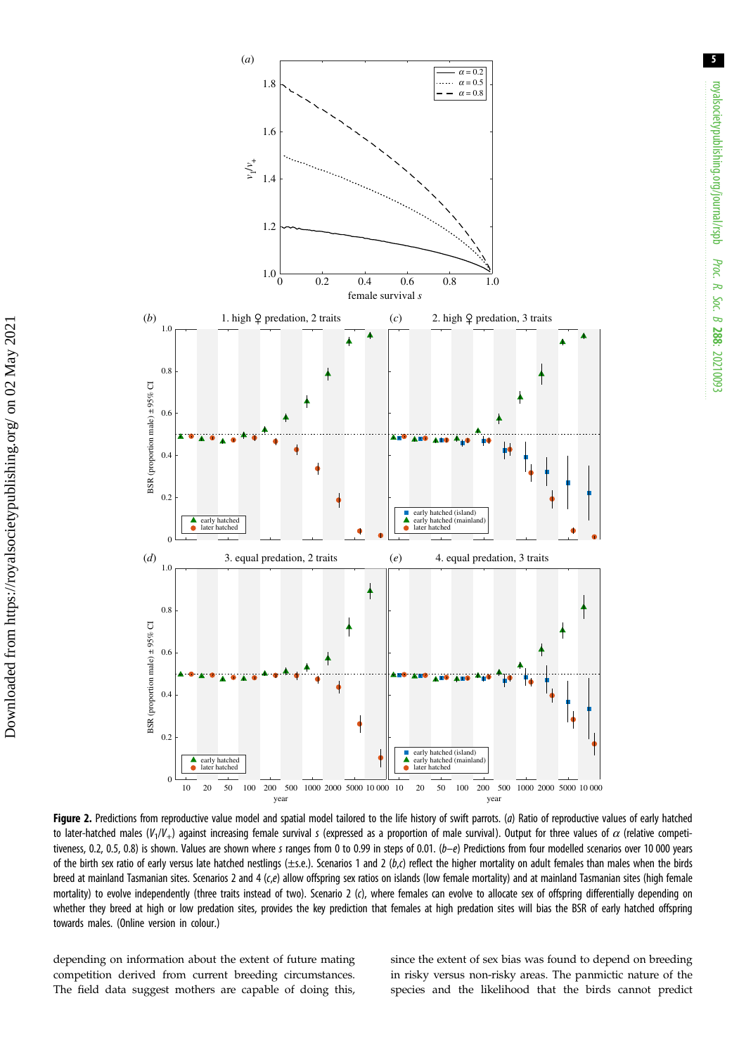**Figure 2.** Predictions from reproductive value model and spatial model tailored to the life history of swift parrots. (*a*) Ratio of reproductive values of early hatched to later-hatched males ($V_1/V_+$) against increasing female survival *s* (expressed as a proportion of male survival). Output for three values of $\alpha$ (relative competitiveness, 0.2, 0.5, 0.8) is shown. Values are shown where *s* ranges from 0 to 0.99 in steps of 0.01. (*b*–*e*) Predictions from four modelled scenarios over 10 000 years of the birth sex ratio of early versus late hatched nestlings (±s.e.). Scenarios 1 and 2 (*b*,*c*) reflect the higher mortality on adult females than males when the birds breed at mainland Tasmanian sites. Scenarios 2 and 4 (*c*,*e*) allow offspring sex ratios on islands (low female mortality) and at mainland Tasmanian sites (high female mortality) to evolve independently (three traits instead of two). Scenario 2 (*c*), where females can evolve to allocate sex of offspring differentially depending on whether they breed at high or low predation sites, provides the key prediction that females at high predation sites will bias the BSR of early hatched offspring towards males. (Online version in colour.)

depending on information about the extent of future mating competition derived from current breeding circumstances. The field data suggest mothers are capable of doing this, since the extent of sex bias was found to depend on breeding in risky versus non-risky areas. The panmictic nature of the species and the likelihood that the birds cannot predict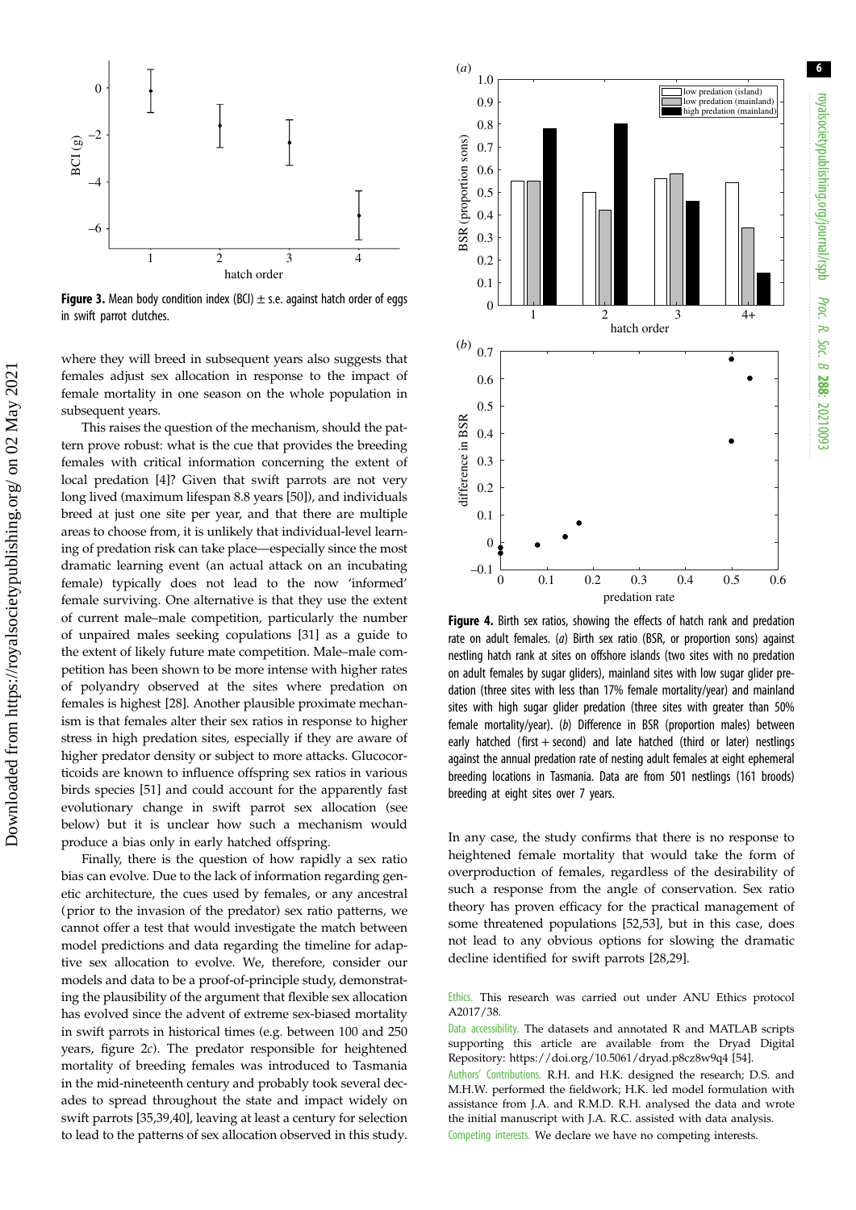**Figure 3.** Mean body condition index (BCI) ± s.e. against hatch order of eggs in swift parrot clutches.

where they will breed in subsequent years also suggests that females adjust sex allocation in response to the impact of female mortality in one season on the whole population in subsequent years.

This raises the question of the mechanism, should the pattern prove robust: what is the cue that provides the breeding females with critical information concerning the extent of local predation [4]? Given that swift parrots are not very long lived (maximum lifespan 8.8 years [50]), and individuals breed at just one site per year, and that there are multiple areas to choose from, it is unlikely that individual-level learning of predation risk can take place—especially since the most dramatic learning event (an actual attack on an incubating female) typically does not lead to the now 'informed' female surviving. One alternative is that they use the extent of current male–male competition, particularly the number of unpaired males seeking copulations [31] as a guide to the extent of likely future mate competition. Male–male competition has been shown to be more intense with higher rates of polyandry observed at the sites where predation on females is highest [28]. Another plausible proximate mechanism is that females alter their sex ratios in response to higher stress in high predation sites, especially if they are aware of higher predator density or subject to more attacks. Glucocorticoids are known to influence offspring sex ratios in various birds species [51] and could account for the apparently fast evolutionary change in swift parrot sex allocation (see below) but it is unclear how such a mechanism would produce a bias only in early hatched offspring.

Finally, there is the question of how rapidly a sex ratio bias can evolve. Due to the lack of information regarding genetic architecture, the cues used by females, or any ancestral (prior to the invasion of the predator) sex ratio patterns, we cannot offer a test that would investigate the match between model predictions and data regarding the timeline for adaptive sex allocation to evolve. We, therefore, consider our models and data to be a proof-of-principle study, demonstrating the plausibility of the argument that flexible sex allocation has evolved since the advent of extreme sex-biased mortality in swift parrots in historical times (e.g. between 100 and 250 years, figure 2*c*). The predator responsible for heightened mortality of breeding females was introduced to Tasmania in the mid-nineteenth century and probably took several decades to spread throughout the state and impact widely on swift parrots [35,39,40], leaving at least a century for selection to lead to the patterns of sex allocation observed in this study.

**Figure 4.** Birth sex ratios, showing the effects of hatch rank and predation rate on adult females. (*a*) Birth sex ratio (BSR, or proportion sons) against nestling hatch rank at sites on offshore islands (two sites with no predation on adult females by sugar gliders), mainland sites with low sugar glider predation (three sites with less than 17% female mortality/year) and mainland sites with high sugar glider predation (three sites with greater than 50% female mortality/year). (*b*) Difference in BSR (proportion males) between early hatched (first + second) and late hatched (third or later) nestlings against the annual predation rate of nesting adult females at eight ephemeral breeding locations in Tasmania. Data are from 501 nestlings (161 broods) breeding at eight sites over 7 years.

In any case, the study confirms that there is no response to heightened female mortality that would take the form of overproduction of females, regardless of the desirability of such a response from the angle of conservation. Sex ratio theory has proven efficacy for the practical management of some threatened populations [52,53], but in this case, does not lead to any obvious options for slowing the dramatic decline identified for swift parrots [28,29].

Ethics. This research was carried out under ANU Ethics protocol A2017/38.

Data accessibility. The datasets and annotated R and MATLAB scripts supporting this article are available from the Dryad Digital Repository: https://doi.org/10.5061/dryad.p8cz8w9q4 [54].

Authors' Contributions. R.H. and H.K. designed the research; D.S. and M.H.W. performed the fieldwork; H.K. led model formulation with assistance from J.A. and R.M.D. R.H. analysed the data and wrote the initial manuscript with J.A. R.C. assisted with data analysis.

Competing interests. We declare we have no competing interests.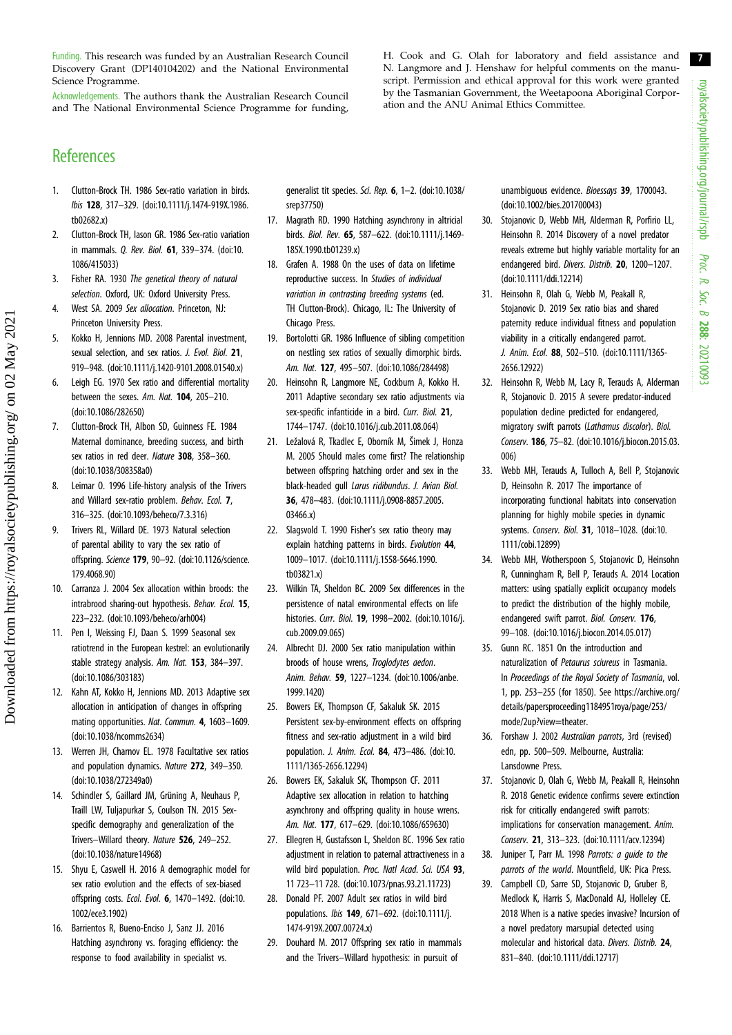Funding. This research was funded by an Australian Research Council Discovery Grant (DP140104202) and the National Environmental Science Programme.

Acknowledgements. The authors thank the Australian Research Council and The National Environmental Science Programme for funding, H. Cook and G. Olah for laboratory and field assistance and N. Langmore and J. Henshaw for helpful comments on the manuscript. Permission and ethical approval for this work were granted by the Tasmanian Government, the Weetapoona Aboriginal Corporation and the ANU Animal Ethics Committee.

# References

1. Clutton-Brock TH. 1986 Sex-ratio variation in birds. *Ibis* **128**, 317–329. (doi:10.1111/j.1474-919X.1986.tb02682.x)
2. Clutton-Brock TH, Iason GR. 1986 Sex-ratio variation in mammals. *Q. Rev. Biol.* **61**, 339–374. (doi:10.1086/415033)
3. Fisher RA. 1930 *The genetical theory of natural selection*. Oxford, UK: Oxford University Press.
4. West SA. 2009 *Sex allocation*. Princeton, NJ: Princeton University Press.
5. Kokko H, Jennions MD. 2008 Parental investment, sexual selection, and sex ratios. *J. Evol. Biol.* **21**, 919–948. (doi:10.1111/j.1420-9101.2008.01540.x)
6. Leigh EG. 1970 Sex ratio and differential mortality between the sexes. *Am. Nat.* **104**, 205–210. (doi:10.1086/282650)
7. Clutton-Brock TH, Albon SD, Guinness FE. 1984 Maternal dominance, breeding success, and birth sex ratios in red deer. *Nature* **308**, 358–360. (doi:10.1038/308358a0)
8. Leimar O. 1996 Life-history analysis of the Trivers and Willard sex-ratio problem. *Behav. Ecol.* **7**, 316–325. (doi:10.1093/beheco/7.3.316)
9. Trivers RL, Willard DE. 1973 Natural selection of parental ability to vary the sex ratio of offspring. *Science* **179**, 90–92. (doi:10.1126/science.179.4068.90)
10. Carranza J. 2004 Sex allocation within broods: the intrabrood sharing-out hypothesis. *Behav. Ecol.* **15**, 223–232. (doi:10.1093/beheco/arh004)
11. Pen I, Weissing FJ, Daan S. 1999 Seasonal sex ratiotrend in the European kestrel: an evolutionarily stable strategy analysis. *Am. Nat.* **153**, 384–397. (doi:10.1086/303183)
12. Kahn AT, Kokko H, Jennions MD. 2013 Adaptive sex allocation in anticipation of changes in offspring mating opportunities. *Nat. Commun.* **4**, 1603–1609. (doi:10.1038/ncomms2634)
13. Werren JH, Charnov EL. 1978 Facultative sex ratios and population dynamics. *Nature* **272**, 349–350. (doi:10.1038/272349a0)
14. Schindler S, Gaillard JM, Grüning A, Neuhaus P, Traill LW, Tuljapurkar S, Coulson TN. 2015 Sex-specific demography and generalization of the Trivers–Willard theory. *Nature* **526**, 249–252. (doi:10.1038/nature14968)
15. Shyu E, Caswell H. 2016 A demographic model for sex ratio evolution and the effects of sex-biased offspring costs. *Ecol. Evol.* **6**, 1470–1492. (doi:10.1002/ece3.1902)
16. Barrientos R, Bueno-Enciso J, Sanz JJ. 2016 Hatching asynchrony vs. foraging efficiency: the response to food availability in specialist vs. generalist tit species. *Sci. Rep.* **6**, 1–2. (doi:10.1038/srep37750)
17. Magrath RD. 1990 Hatching asynchrony in altricial birds. *Biol. Rev.* **65**, 587–622. (doi:10.1111/j.1469-185X.1990.tb01239.x)
18. Grafen A. 1988 On the uses of data on lifetime reproductive success. In *Studies of individual variation in contrasting breeding systems* (ed. TH Clutton-Brock). Chicago, IL: The University of Chicago Press.
19. Bortolotti GR. 1986 Influence of sibling competition on nestling sex ratios of sexually dimorphic birds. *Am. Nat.* **127**, 495–507. (doi:10.1086/284498)
20. Heinsohn R, Langmore NE, Cockburn A, Kokko H. 2011 Adaptive secondary sex ratio adjustments via sex-specific infanticide in a bird. *Curr. Biol.* **21**, 1744–1747. (doi:10.1016/j.cub.2011.08.064)
21. Ležalová R, Tkadlec E, Oborník M, Šimek J, Honza M. 2005 Should males come first? The relationship between offspring hatching order and sex in the black-headed gull *Larus ridibundus*. *J. Avian Biol.* **36**, 478–483. (doi:10.1111/j.0908-8857.2005.03466.x)
22. Slagsvold T. 1990 Fisher's sex ratio theory may explain hatching patterns in birds. *Evolution* **44**, 1009–1017. (doi:10.1111/j.1558-5646.1990.tb03821.x)
23. Wilkin TA, Sheldon BC. 2009 Sex differences in the persistence of natal environmental effects on life histories. *Curr. Biol.* **19**, 1998–2002. (doi:10.1016/j.cub.2009.09.065)
24. Albrecht DJ. 2000 Sex ratio manipulation within broods of house wrens, *Troglodytes aedon*. *Anim. Behav.* **59**, 1227–1234. (doi:10.1006/anbe.1999.1420)
25. Bowers EK, Thompson CF, Sakaluk SK. 2015 Persistent sex-by-environment effects on offspring fitness and sex-ratio adjustment in a wild bird population. *J. Anim. Ecol.* **84**, 473–486. (doi:10.1111/1365-2656.12294)
26. Bowers EK, Sakaluk SK, Thompson CF. 2011 Adaptive sex allocation in relation to hatching asynchrony and offspring quality in house wrens. *Am. Nat.* **177**, 617–629. (doi:10.1086/659630)
27. Ellegren H, Gustafsson L, Sheldon BC. 1996 Sex ratio adjustment in relation to paternal attractiveness in a wild bird population. *Proc. Natl Acad. Sci. USA* **93**, 11 723–11 728. (doi:10.1073/pnas.93.21.11723)
28. Donald PF. 2007 Adult sex ratios in wild bird populations. *Ibis* **149**, 671–692. (doi:10.1111/j.1474-919X.2007.00724.x)
29. Douhard M. 2017 Offspring sex ratio in mammals and the Trivers–Willard hypothesis: in pursuit of unambiguous evidence. *Bioessays* **39**, 1700043. (doi:10.1002/bies.201700043)
30. Stojanovic D, Webb MH, Alderman R, Porfirio LL, Heinsohn R. 2014 Discovery of a novel predator reveals extreme but highly variable mortality for an endangered bird. *Divers. Distrib.* **20**, 1200–1207. (doi:10.1111/ddi.12214)
31. Heinsohn R, Olah G, Webb M, Peakall R, Stojanovic D. 2019 Sex ratio bias and shared paternity reduce individual fitness and population viability in a critically endangered parrot. *J. Anim. Ecol.* **88**, 502–510. (doi:10.1111/1365-2656.12922)
32. Heinsohn R, Webb M, Lacy R, Terauds A, Alderman R, Stojanovic D. 2015 A severe predator-induced population decline predicted for endangered, migratory swift parrots (*Lathamus discolor*). *Biol. Conserv.* **186**, 75–82. (doi:10.1016/j.biocon.2015.03.006)
33. Webb MH, Terauds A, Tulloch A, Bell P, Stojanovic D, Heinsohn R. 2017 The importance of incorporating functional habitats into conservation planning for highly mobile species in dynamic systems. *Conserv. Biol.* **31**, 1018–1028. (doi:10.1111/cobi.12899)
34. Webb MH, Wotherspoon S, Stojanovic D, Heinsohn R, Cunningham R, Bell P, Terauds A. 2014 Location matters: using spatially explicit occupancy models to predict the distribution of the highly mobile, endangered swift parrot. *Biol. Conserv.* **176**, 99–108. (doi:10.1016/j.biocon.2014.05.017)
35. Gunn RC. 1851 On the introduction and naturalization of *Petaurus sciureus* in Tasmania. In *Proceedings of the Royal Society of Tasmania*, vol. 1, pp. 253–255 (for 1850). See https://archive.org/details/papersproceeding1184951roya/page/253/mode/2up?view=theater.
36. Forshaw J. 2002 *Australian parrots*, 3rd (revised) edn, pp. 500–509. Melbourne, Australia: Lansdowne Press.
37. Stojanovic D, Olah G, Webb M, Peakall R, Heinsohn R. 2018 Genetic evidence confirms severe extinction risk for critically endangered swift parrots: implications for conservation management. *Anim. Conserv.* **21**, 313–323. (doi:10.1111/acv.12394)
38. Juniper T, Parr M. 1998 *Parrots: a guide to the parrots of the world*. Mountfield, UK: Pica Press.
39. Campbell CD, Sarre SD, Stojanovic D, Gruber B, Medlock K, Harris S, MacDonald AJ, Holleley CE. 2018 When is a native species invasive? Incursion of a novel predatory marsupial detected using molecular and historical data. *Divers. Distrib.* **24**, 831–840. (doi:10.1111/ddi.12717)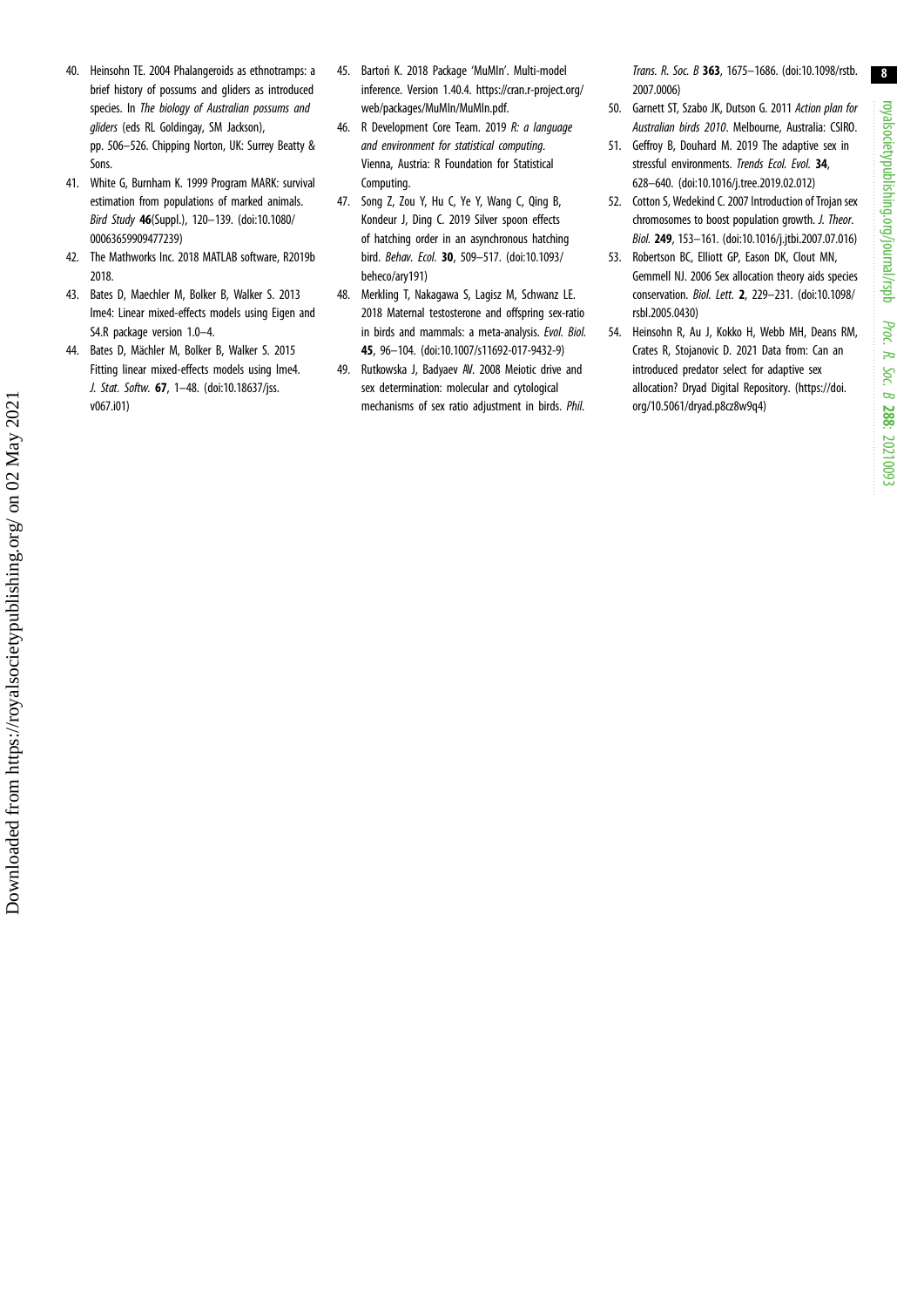40. Heinsohn TE. 2004 Phalangeroids as ethnotramps: a brief history of possums and gliders as introduced species. In *The biology of Australian possums and gliders* (eds RL Goldingay, SM Jackson), pp. 506–526. Chipping Norton, UK: Surrey Beatty & Sons.
41. White G, Burnham K. 1999 Program MARK: survival estimation from populations of marked animals. *Bird Study* **46**(Suppl.), 120–139. (doi:10.1080/00063659909477239)
42. The Mathworks Inc. 2018 MATLAB software, R2019b 2018.
43. Bates D, Maechler M, Bolker B, Walker S. 2013 lme4: Linear mixed-effects models using Eigen and S4.R package version 1.0–4.
44. Bates D, Mächler M, Bolker B, Walker S. 2015 Fitting linear mixed-effects models using lme4. *J. Stat. Softw.* **67**, 1–48. (doi:10.18637/jss.v067.i01)
45. Bartoń K. 2018 Package 'MuMIn'. Multi-model inference. Version 1.40.4. https://cran.r-project.org/web/packages/MuMIn/MuMIn.pdf.
46. R Development Core Team. 2019 *R: a language and environment for statistical computing*. Vienna, Austria: R Foundation for Statistical Computing.
47. Song Z, Zou Y, Hu C, Ye Y, Wang C, Qing B, Kondeur J, Ding C. 2019 Silver spoon effects of hatching order in an asynchronous hatching bird. *Behav. Ecol.* **30**, 509–517. (doi:10.1093/beheco/ary191)
48. Merkling T, Nakagawa S, Lagisz M, Schwanz LE. 2018 Maternal testosterone and offspring sex-ratio in birds and mammals: a meta-analysis. *Evol. Biol.* **45**, 96–104. (doi:10.1007/s11692-017-9432-9)
49. Rutkowska J, Badyaev AV. 2008 Meiotic drive and sex determination: molecular and cytological mechanisms of sex ratio adjustment in birds. *Phil. Trans. R. Soc. B* **363**, 1675–1686. (doi:10.1098/rstb.2007.0006)
50. Garnett ST, Szabo JK, Dutson G. 2011 *Action plan for Australian birds 2010*. Melbourne, Australia: CSIRO.
51. Geffroy B, Douhard M. 2019 The adaptive sex in stressful environments. *Trends Ecol. Evol.* **34**, 628–640. (doi:10.1016/j.tree.2019.02.012)
52. Cotton S, Wedekind C. 2007 Introduction of Trojan sex chromosomes to boost population growth. *J. Theor. Biol.* **249**, 153–161. (doi:10.1016/j.jtbi.2007.07.016)
53. Robertson BC, Elliott GP, Eason DK, Clout MN, Gemmell NJ. 2006 Sex allocation theory aids species conservation. *Biol. Lett.* **2**, 229–231. (doi:10.1098/rsbl.2005.0430)
54. Heinsohn R, Au J, Kokko H, Webb MH, Deans RM, Crates R, Stojanovic D. 2021 Data from: Can an introduced predator select for adaptive sex allocation? Dryad Digital Repository. (https://doi.org/10.5061/dryad.p8cz8w9q4)